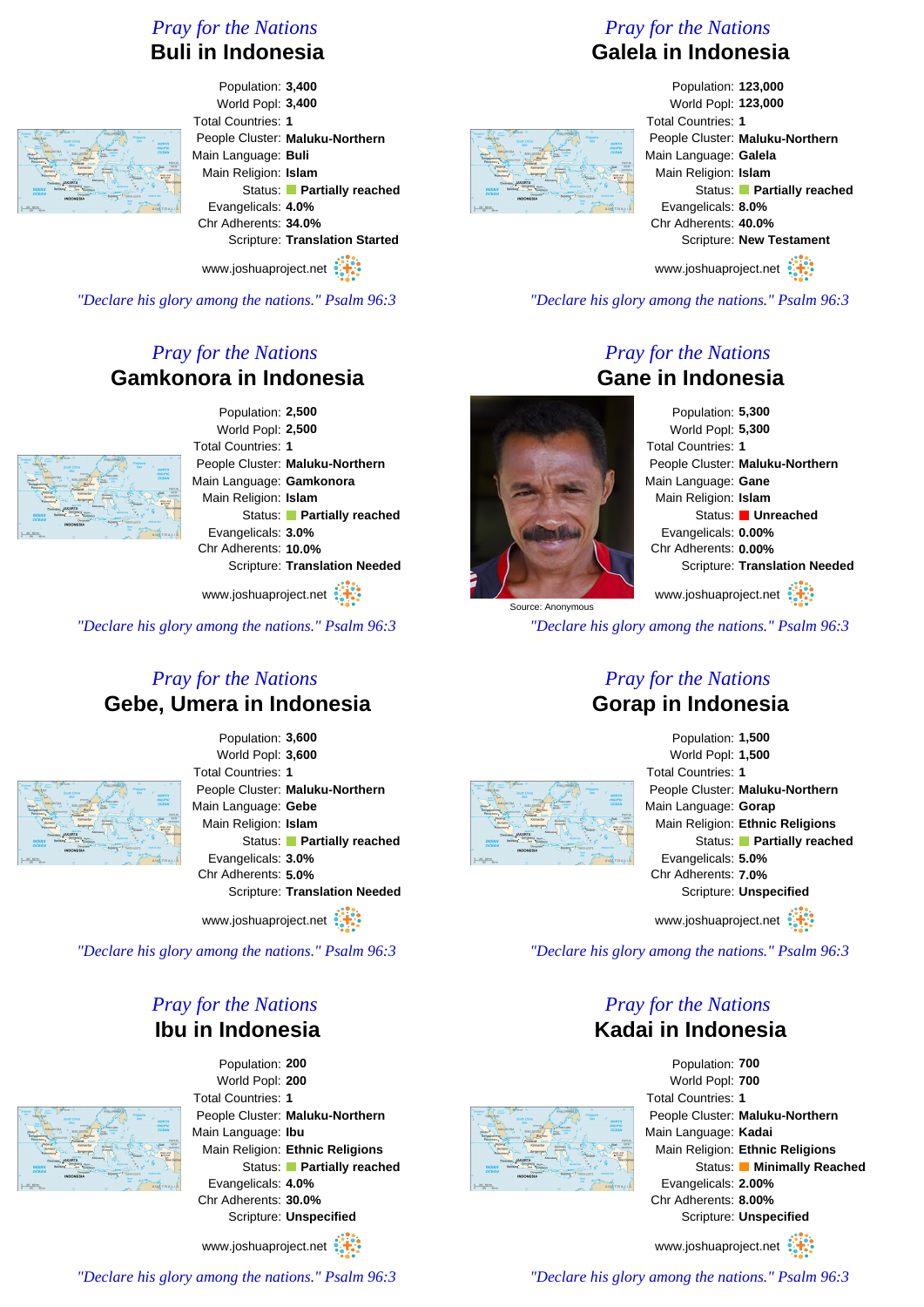*Pray for the Nations*

## Buli in Indonesia

Population: **3,400**
World Popl: **3,400**
Total Countries: **1**
People Cluster: **Maluku-Northern**
Main Language: **Buli**
Main Religion: **Islam**
Status: **Partially reached**
Evangelicals: **4.0%**
Chr Adherents: **34.0%**
Scripture: **Translation Started**

www.joshuaproject.net

*"Declare his glory among the nations." Psalm 96:3*

*Pray for the Nations*

## Galela in Indonesia

Population: **123,000**
World Popl: **123,000**
Total Countries: **1**
People Cluster: **Maluku-Northern**
Main Language: **Galela**
Main Religion: **Islam**
Status: **Partially reached**
Evangelicals: **8.0%**
Chr Adherents: **40.0%**
Scripture: **New Testament**

www.joshuaproject.net

*"Declare his glory among the nations." Psalm 96:3*

*Pray for the Nations*

## Gamkonora in Indonesia

Population: **2,500**
World Popl: **2,500**
Total Countries: **1**
People Cluster: **Maluku-Northern**
Main Language: **Gamkonora**
Main Religion: **Islam**
Status: **Partially reached**
Evangelicals: **3.0%**
Chr Adherents: **10.0%**
Scripture: **Translation Needed**

www.joshuaproject.net

*"Declare his glory among the nations." Psalm 96:3*

*Pray for the Nations*

## Gane in Indonesia

Source: Anonymous

Population: **5,300**
World Popl: **5,300**
Total Countries: **1**
People Cluster: **Maluku-Northern**
Main Language: **Gane**
Main Religion: **Islam**
Status: **Unreached**
Evangelicals: **0.00%**
Chr Adherents: **0.00%**
Scripture: **Translation Needed**

www.joshuaproject.net

*"Declare his glory among the nations." Psalm 96:3*

*Pray for the Nations*

## Gebe, Umera in Indonesia

Population: **3,600**
World Popl: **3,600**
Total Countries: **1**
People Cluster: **Maluku-Northern**
Main Language: **Gebe**
Main Religion: **Islam**
Status: **Partially reached**
Evangelicals: **3.0%**
Chr Adherents: **5.0%**
Scripture: **Translation Needed**

www.joshuaproject.net

*"Declare his glory among the nations." Psalm 96:3*

*Pray for the Nations*

## Gorap in Indonesia

Population: **1,500**
World Popl: **1,500**
Total Countries: **1**
People Cluster: **Maluku-Northern**
Main Language: **Gorap**
Main Religion: **Ethnic Religions**
Status: **Partially reached**
Evangelicals: **5.0%**
Chr Adherents: **7.0%**
Scripture: **Unspecified**

www.joshuaproject.net

*"Declare his glory among the nations." Psalm 96:3*

*Pray for the Nations*

## Ibu in Indonesia

Population: **200**
World Popl: **200**
Total Countries: **1**
People Cluster: **Maluku-Northern**
Main Language: **Ibu**
Main Religion: **Ethnic Religions**
Status: **Partially reached**
Evangelicals: **4.0%**
Chr Adherents: **30.0%**
Scripture: **Unspecified**

www.joshuaproject.net

*"Declare his glory among the nations." Psalm 96:3*

*Pray for the Nations*

## Kadai in Indonesia

Population: **700**
World Popl: **700**
Total Countries: **1**
People Cluster: **Maluku-Northern**
Main Language: **Kadai**
Main Religion: **Ethnic Religions**
Status: **Minimally Reached**
Evangelicals: **2.00%**
Chr Adherents: **8.00%**
Scripture: **Unspecified**

www.joshuaproject.net

*"Declare his glory among the nations." Psalm 96:3*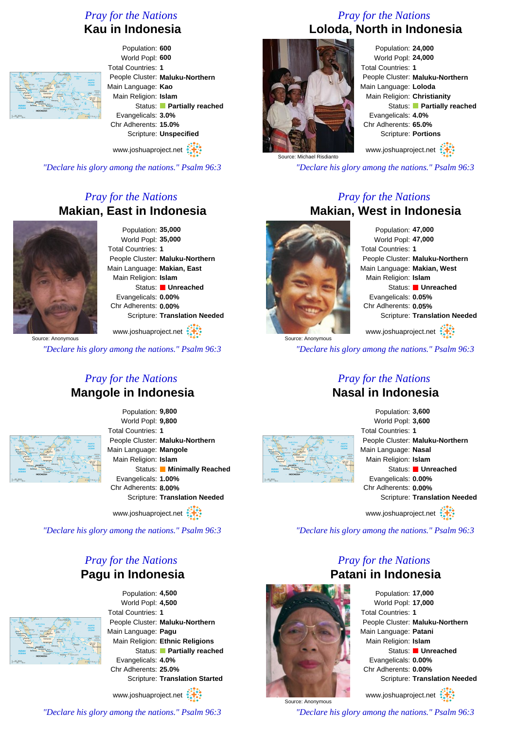## Pray for the Nations
# Kau in Indonesia

Population: **600**
World Popl: **600**
Total Countries: **1**
People Cluster: **Maluku-Northern**
Main Language: **Kao**
Main Religion: **Islam**
Status: **Partially reached**
Evangelicals: **3.0%**
Chr Adherents: **15.0%**
Scripture: **Unspecified**

www.joshuaproject.net

*"Declare his glory among the nations." Psalm 96:3*

## Pray for the Nations
# Loloda, North in Indonesia

Source: Michael Risdianto

Population: **24,000**
World Popl: **24,000**
Total Countries: **1**
People Cluster: **Maluku-Northern**
Main Language: **Loloda**
Main Religion: **Christianity**
Status: **Partially reached**
Evangelicals: **4.0%**
Chr Adherents: **65.0%**
Scripture: **Portions**

www.joshuaproject.net

*"Declare his glory among the nations." Psalm 96:3*

## Pray for the Nations
# Makian, East in Indonesia

Source: Anonymous

Population: **35,000**
World Popl: **35,000**
Total Countries: **1**
People Cluster: **Maluku-Northern**
Main Language: **Makian, East**
Main Religion: **Islam**
Status: **Unreached**
Evangelicals: **0.00%**
Chr Adherents: **0.00%**
Scripture: **Translation Needed**

www.joshuaproject.net

*"Declare his glory among the nations." Psalm 96:3*

## Pray for the Nations
# Makian, West in Indonesia

Source: Anonymous

Population: **47,000**
World Popl: **47,000**
Total Countries: **1**
People Cluster: **Maluku-Northern**
Main Language: **Makian, West**
Main Religion: **Islam**
Status: **Unreached**
Evangelicals: **0.05%**
Chr Adherents: **0.05%**
Scripture: **Translation Needed**

www.joshuaproject.net

*"Declare his glory among the nations." Psalm 96:3*

## Pray for the Nations
# Mangole in Indonesia

Population: **9,800**
World Popl: **9,800**
Total Countries: **1**
People Cluster: **Maluku-Northern**
Main Language: **Mangole**
Main Religion: **Islam**
Status: **Minimally Reached**
Evangelicals: **1.00%**
Chr Adherents: **8.00%**
Scripture: **Translation Needed**

www.joshuaproject.net

*"Declare his glory among the nations." Psalm 96:3*

## Pray for the Nations
# Nasal in Indonesia

Population: **3,600**
World Popl: **3,600**
Total Countries: **1**
People Cluster: **Maluku-Northern**
Main Language: **Nasal**
Main Religion: **Islam**
Status: **Unreached**
Evangelicals: **0.00%**
Chr Adherents: **0.00%**
Scripture: **Translation Needed**

www.joshuaproject.net

*"Declare his glory among the nations." Psalm 96:3*

## Pray for the Nations
# Pagu in Indonesia

Population: **4,500**
World Popl: **4,500**
Total Countries: **1**
People Cluster: **Maluku-Northern**
Main Language: **Pagu**
Main Religion: **Ethnic Religions**
Status: **Partially reached**
Evangelicals: **4.0%**
Chr Adherents: **25.0%**
Scripture: **Translation Started**

www.joshuaproject.net

*"Declare his glory among the nations." Psalm 96:3*

## Pray for the Nations
# Patani in Indonesia

Source: Anonymous

Population: **17,000**
World Popl: **17,000**
Total Countries: **1**
People Cluster: **Maluku-Northern**
Main Language: **Patani**
Main Religion: **Islam**
Status: **Unreached**
Evangelicals: **0.00%**
Chr Adherents: **0.00%**
Scripture: **Translation Needed**

www.joshuaproject.net

*"Declare his glory among the nations." Psalm 96:3*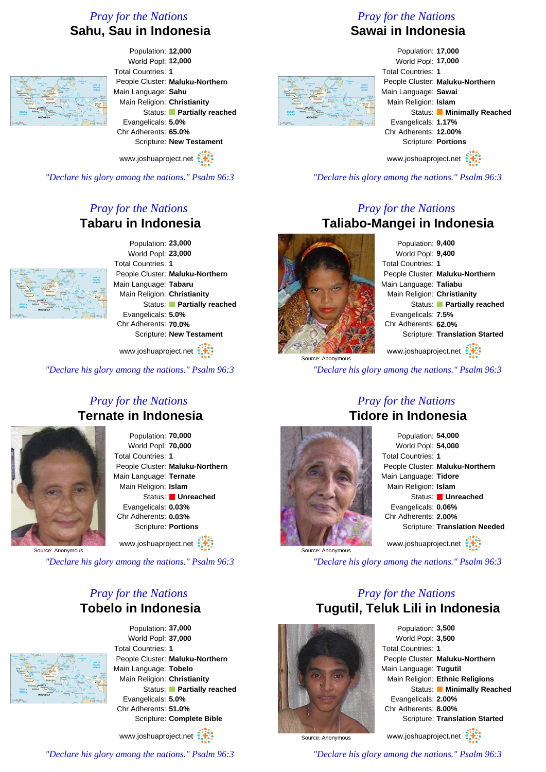*Pray for the Nations*

## Sahu, Sau in Indonesia

Population: **12,000**
World Popl: **12,000**
Total Countries: **1**
People Cluster: **Maluku-Northern**
Main Language: **Sahu**
Main Religion: **Christianity**
Status: **Partially reached**
Evangelicals: **5.0%**
Chr Adherents: **65.0%**
Scripture: **New Testament**

www.joshuaproject.net

*"Declare his glory among the nations." Psalm 96:3*

*Pray for the Nations*

## Sawai in Indonesia

Population: **17,000**
World Popl: **17,000**
Total Countries: **1**
People Cluster: **Maluku-Northern**
Main Language: **Sawai**
Main Religion: **Islam**
Status: **Minimally Reached**
Evangelicals: **1.17%**
Chr Adherents: **12.00%**
Scripture: **Portions**

www.joshuaproject.net

*"Declare his glory among the nations." Psalm 96:3*

*Pray for the Nations*

## Tabaru in Indonesia

Population: **23,000**
World Popl: **23,000**
Total Countries: **1**
People Cluster: **Maluku-Northern**
Main Language: **Tabaru**
Main Religion: **Christianity**
Status: **Partially reached**
Evangelicals: **5.0%**
Chr Adherents: **70.0%**
Scripture: **New Testament**

www.joshuaproject.net

*"Declare his glory among the nations." Psalm 96:3*

*Pray for the Nations*

## Taliabo-Mangei in Indonesia

Source: Anonymous

Population: **9,400**
World Popl: **9,400**
Total Countries: **1**
People Cluster: **Maluku-Northern**
Main Language: **Taliabu**
Main Religion: **Christianity**
Status: **Partially reached**
Evangelicals: **7.5%**
Chr Adherents: **62.0%**
Scripture: **Translation Started**

www.joshuaproject.net

*"Declare his glory among the nations." Psalm 96:3*

*Pray for the Nations*

## Ternate in Indonesia

Source: Anonymous

Population: **70,000**
World Popl: **70,000**
Total Countries: **1**
People Cluster: **Maluku-Northern**
Main Language: **Ternate**
Main Religion: **Islam**
Status: **Unreached**
Evangelicals: **0.03%**
Chr Adherents: **0.03%**
Scripture: **Portions**

www.joshuaproject.net

*"Declare his glory among the nations." Psalm 96:3*

*Pray for the Nations*

## Tidore in Indonesia

Source: Anonymous

Population: **54,000**
World Popl: **54,000**
Total Countries: **1**
People Cluster: **Maluku-Northern**
Main Language: **Tidore**
Main Religion: **Islam**
Status: **Unreached**
Evangelicals: **0.06%**
Chr Adherents: **2.00%**
Scripture: **Translation Needed**

www.joshuaproject.net

*"Declare his glory among the nations." Psalm 96:3*

*Pray for the Nations*

## Tobelo in Indonesia

Population: **37,000**
World Popl: **37,000**
Total Countries: **1**
People Cluster: **Maluku-Northern**
Main Language: **Tobelo**
Main Religion: **Christianity**
Status: **Partially reached**
Evangelicals: **5.0%**
Chr Adherents: **51.0%**
Scripture: **Complete Bible**

www.joshuaproject.net

*"Declare his glory among the nations." Psalm 96:3*

*Pray for the Nations*

## Tugutil, Teluk Lili in Indonesia

Source: Anonymous

Population: **3,500**
World Popl: **3,500**
Total Countries: **1**
People Cluster: **Maluku-Northern**
Main Language: **Tugutil**
Main Religion: **Ethnic Religions**
Status: **Minimally Reached**
Evangelicals: **2.00%**
Chr Adherents: **8.00%**
Scripture: **Translation Started**

www.joshuaproject.net

*"Declare his glory among the nations." Psalm 96:3*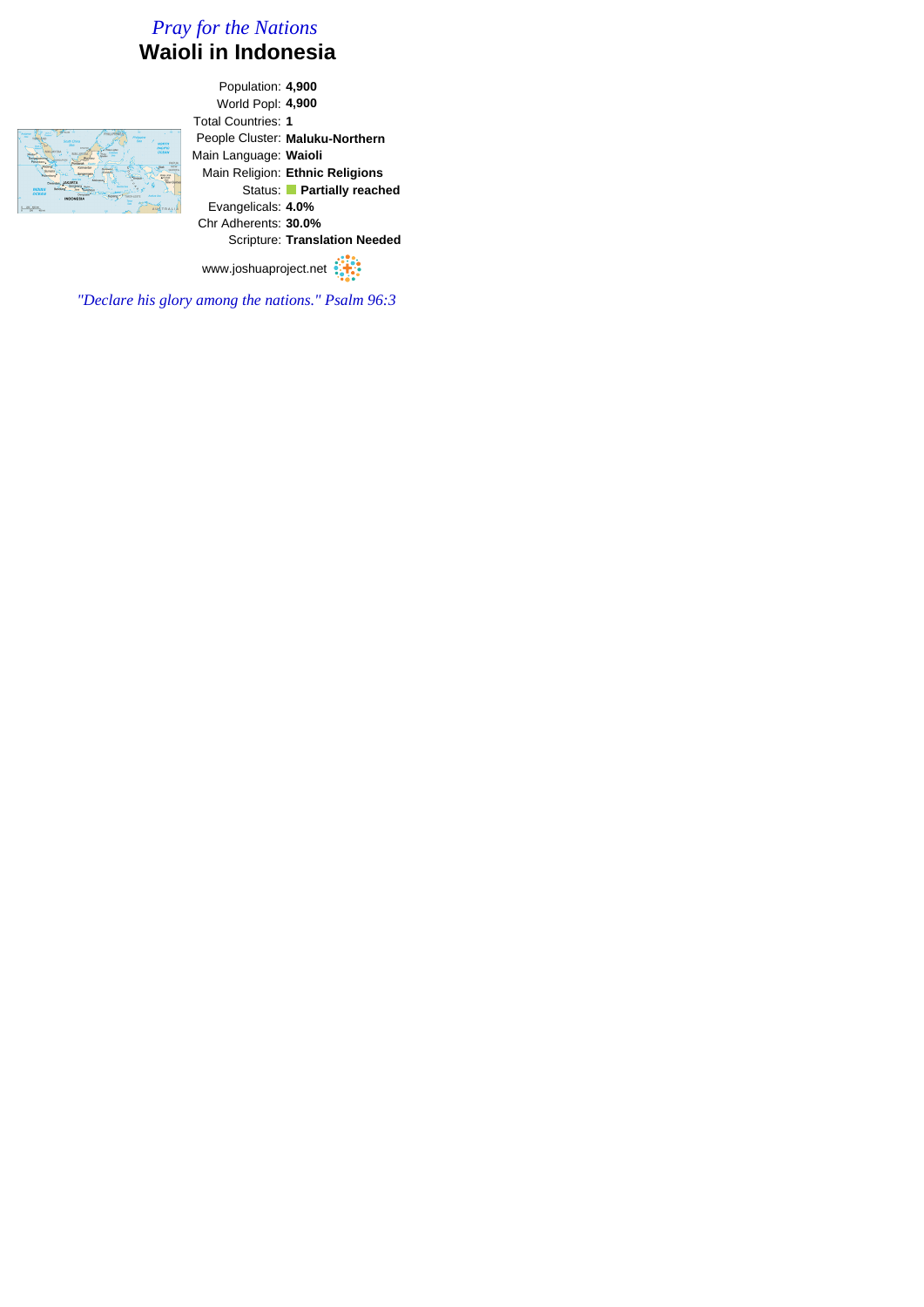*Pray for the Nations*

# Waioli in Indonesia

| | |
|---|---|
| Population: | **4,900** |
| World Popl: | **4,900** |
| Total Countries: | **1** |
| People Cluster: | **Maluku-Northern** |
| Main Language: | **Waioli** |
| Main Religion: | **Ethnic Religions** |
| Status: | **Partially reached** |
| Evangelicals: | **4.0%** |
| Chr Adherents: | **30.0%** |
| Scripture: | **Translation Needed** |

www.joshuaproject.net

*"Declare his glory among the nations." Psalm 96:3*